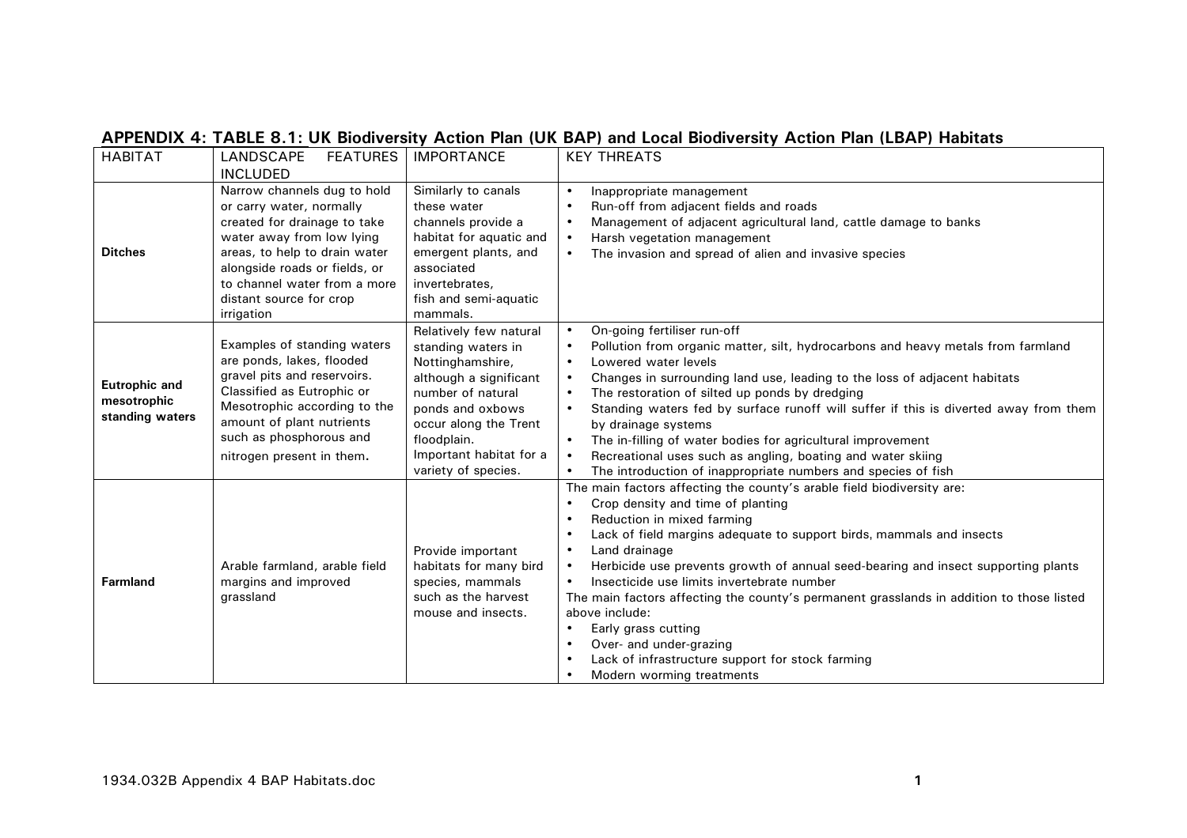## APPENDIX 4: TABLE 8.1: UK Biodiversity Action Plan (UK BAP) and Local Biodiversity Action Plan (LBAP) Habitats

| HABITAT | LANDSCAPE FEATURES INCLUDED | IMPORTANCE | KEY THREATS |
|---|---|---|---|
| **Ditches** | Narrow channels dug to hold or carry water, normally created for drainage to take water away from low lying areas, to help to drain water alongside roads or fields, or to channel water from a more distant source for crop irrigation | Similarly to canals these water channels provide a habitat for aquatic and emergent plants, and associated invertebrates, fish and semi-aquatic mammals. | • Inappropriate management<br>• Run-off from adjacent fields and roads<br>• Management of adjacent agricultural land, cattle damage to banks<br>• Harsh vegetation management<br>• The invasion and spread of alien and invasive species |
| **Eutrophic and mesotrophic standing waters** | Examples of standing waters are ponds, lakes, flooded gravel pits and reservoirs. Classified as Eutrophic or Mesotrophic according to the amount of plant nutrients such as phosphorous and nitrogen present in them. | Relatively few natural standing waters in Nottinghamshire, although a significant number of natural ponds and oxbows occur along the Trent floodplain. Important habitat for a variety of species. | • On-going fertiliser run-off<br>• Pollution from organic matter, silt, hydrocarbons and heavy metals from farmland<br>• Lowered water levels<br>• Changes in surrounding land use, leading to the loss of adjacent habitats<br>• The restoration of silted up ponds by dredging<br>• Standing waters fed by surface runoff will suffer if this is diverted away from them by drainage systems<br>• The in-filling of water bodies for agricultural improvement<br>• Recreational uses such as angling, boating and water skiing<br>• The introduction of inappropriate numbers and species of fish |
| **Farmland** | Arable farmland, arable field margins and improved grassland | Provide important habitats for many bird species, mammals such as the harvest mouse and insects. | The main factors affecting the county's arable field biodiversity are:<br>• Crop density and time of planting<br>• Reduction in mixed farming<br>• Lack of field margins adequate to support birds, mammals and insects<br>• Land drainage<br>• Herbicide use prevents growth of annual seed-bearing and insect supporting plants<br>• Insecticide use limits invertebrate number<br>The main factors affecting the county's permanent grasslands in addition to those listed above include:<br>• Early grass cutting<br>• Over- and under-grazing<br>• Lack of infrastructure support for stock farming<br>• Modern worming treatments |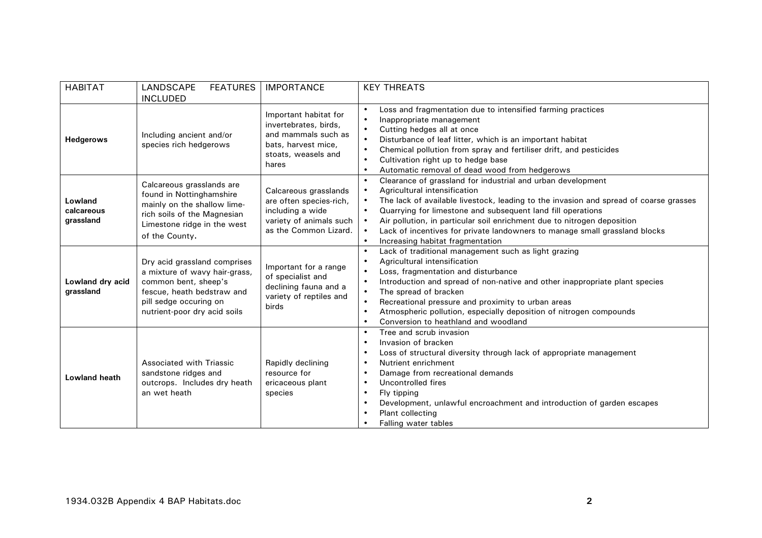| HABITAT | LANDSCAPE FEATURES INCLUDED | IMPORTANCE | KEY THREATS |
|---|---|---|---|
| **Hedgerows** | Including ancient and/or species rich hedgerows | Important habitat for invertebrates, birds, and mammals such as bats, harvest mice, stoats, weasels and hares | • Loss and fragmentation due to intensified farming practices<br>• Inappropriate management<br>• Cutting hedges all at once<br>• Disturbance of leaf litter, which is an important habitat<br>• Chemical pollution from spray and fertiliser drift, and pesticides<br>• Cultivation right up to hedge base<br>• Automatic removal of dead wood from hedgerows |
| **Lowland calcareous grassland** | Calcareous grasslands are found in Nottinghamshire mainly on the shallow lime-rich soils of the Magnesian Limestone ridge in the west of the County. | Calcareous grasslands are often species-rich, including a wide variety of animals such as the Common Lizard. | • Clearance of grassland for industrial and urban development<br>• Agricultural intensification<br>• The lack of available livestock, leading to the invasion and spread of coarse grasses<br>• Quarrying for limestone and subsequent land fill operations<br>• Air pollution, in particular soil enrichment due to nitrogen deposition<br>• Lack of incentives for private landowners to manage small grassland blocks<br>• Increasing habitat fragmentation |
| **Lowland dry acid grassland** | Dry acid grassland comprises a mixture of wavy hair-grass, common bent, sheep's fescue, heath bedstraw and pill sedge occuring on nutrient-poor dry acid soils | Important for a range of specialist and declining fauna and a variety of reptiles and birds | • Lack of traditional management such as light grazing<br>• Agricultural intensification<br>• Loss, fragmentation and disturbance<br>• Introduction and spread of non-native and other inappropriate plant species<br>• The spread of bracken<br>• Recreational pressure and proximity to urban areas<br>• Atmospheric pollution, especially deposition of nitrogen compounds<br>• Conversion to heathland and woodland |
| **Lowland heath** | Associated with Triassic sandstone ridges and outcrops. Includes dry heath an wet heath | Rapidly declining resource for ericaceous plant species | • Tree and scrub invasion<br>• Invasion of bracken<br>• Loss of structural diversity through lack of appropriate management<br>• Nutrient enrichment<br>• Damage from recreational demands<br>• Uncontrolled fires<br>• Fly tipping<br>• Development, unlawful encroachment and introduction of garden escapes<br>• Plant collecting<br>• Falling water tables |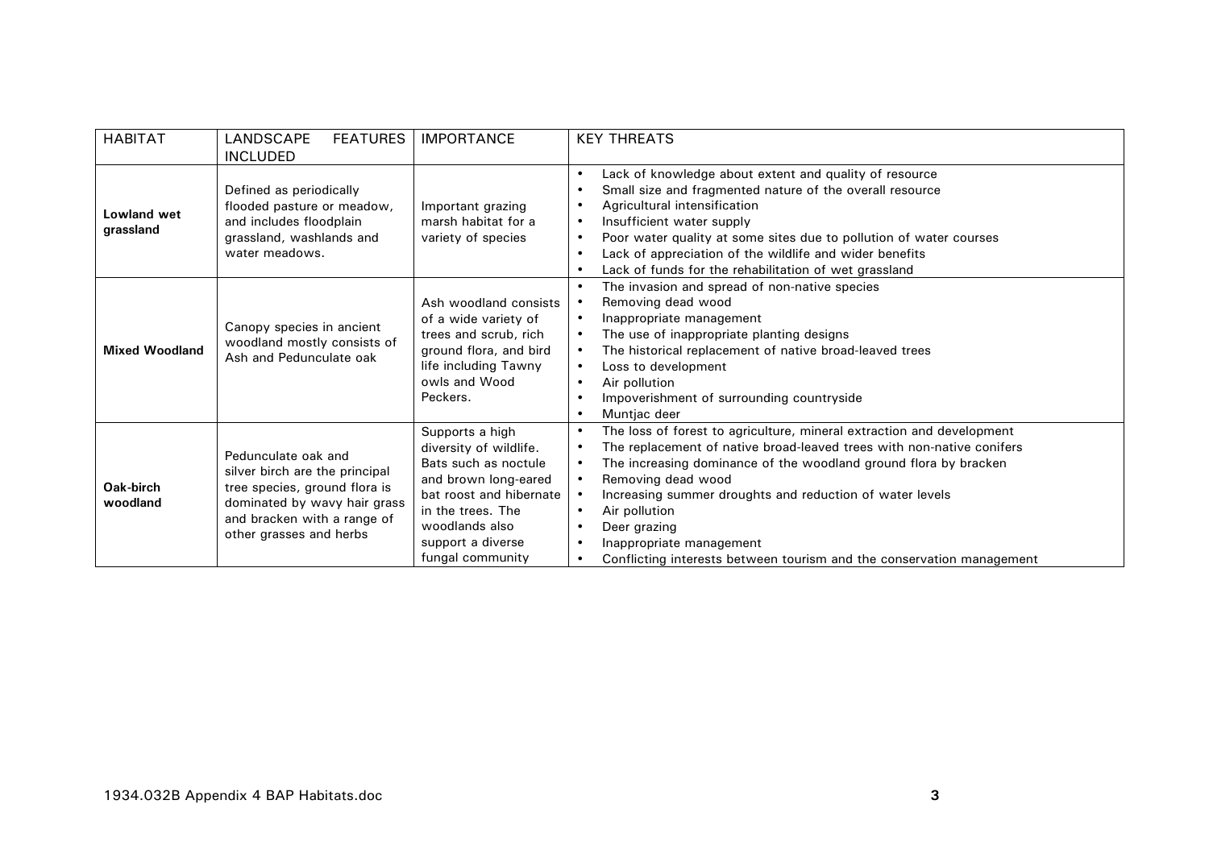| HABITAT | LANDSCAPE FEATURES INCLUDED | IMPORTANCE | KEY THREATS |
|---|---|---|---|
| **Lowland wet grassland** | Defined as periodically flooded pasture or meadow, and includes floodplain grassland, washlands and water meadows. | Important grazing marsh habitat for a variety of species | • Lack of knowledge about extent and quality of resource<br>• Small size and fragmented nature of the overall resource<br>• Agricultural intensification<br>• Insufficient water supply<br>• Poor water quality at some sites due to pollution of water courses<br>• Lack of appreciation of the wildlife and wider benefits<br>• Lack of funds for the rehabilitation of wet grassland |
| **Mixed Woodland** | Canopy species in ancient woodland mostly consists of Ash and Pedunculate oak | Ash woodland consists of a wide variety of trees and scrub, rich ground flora, and bird life including Tawny owls and Wood Peckers. | • The invasion and spread of non-native species<br>• Removing dead wood<br>• Inappropriate management<br>• The use of inappropriate planting designs<br>• The historical replacement of native broad-leaved trees<br>• Loss to development<br>• Air pollution<br>• Impoverishment of surrounding countryside<br>• Muntjac deer |
| **Oak-birch woodland** | Pedunculate oak and silver birch are the principal tree species, ground flora is dominated by wavy hair grass and bracken with a range of other grasses and herbs | Supports a high diversity of wildlife. Bats such as noctule and brown long-eared bat roost and hibernate in the trees. The woodlands also support a diverse fungal community | • The loss of forest to agriculture, mineral extraction and development<br>• The replacement of native broad-leaved trees with non-native conifers<br>• The increasing dominance of the woodland ground flora by bracken<br>• Removing dead wood<br>• Increasing summer droughts and reduction of water levels<br>• Air pollution<br>• Deer grazing<br>• Inappropriate management<br>• Conflicting interests between tourism and the conservation management |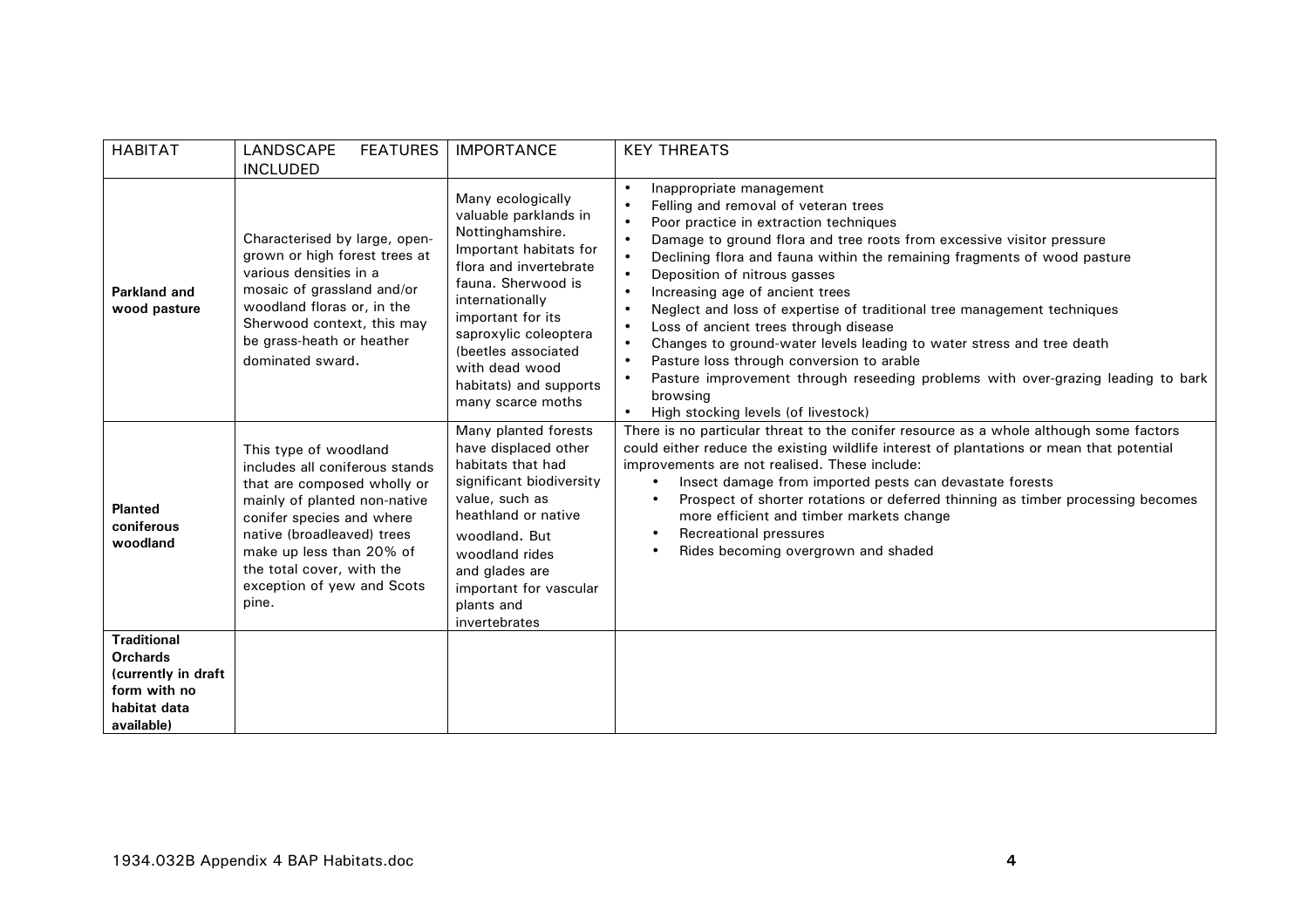| HABITAT | LANDSCAPE FEATURES INCLUDED | IMPORTANCE | KEY THREATS |
|---|---|---|---|
| **Parkland and wood pasture** | Characterised by large, open-grown or high forest trees at various densities in a mosaic of grassland and/or woodland floras or, in the Sherwood context, this may be grass-heath or heather dominated sward. | Many ecologically valuable parklands in Nottinghamshire. Important habitats for flora and invertebrate fauna. Sherwood is internationally important for its saproxylic coleoptera (beetles associated with dead wood habitats) and supports many scarce moths | • Inappropriate management<br>• Felling and removal of veteran trees<br>• Poor practice in extraction techniques<br>• Damage to ground flora and tree roots from excessive visitor pressure<br>• Declining flora and fauna within the remaining fragments of wood pasture<br>• Deposition of nitrous gasses<br>• Increasing age of ancient trees<br>• Neglect and loss of expertise of traditional tree management techniques<br>• Loss of ancient trees through disease<br>• Changes to ground-water levels leading to water stress and tree death<br>• Pasture loss through conversion to arable<br>• Pasture improvement through reseeding problems with over-grazing leading to bark browsing<br>• High stocking levels (of livestock) |
| **Planted coniferous woodland** | This type of woodland includes all coniferous stands that are composed wholly or mainly of planted non-native conifer species and where native (broadleaved) trees make up less than 20% of the total cover, with the exception of yew and Scots pine. | Many planted forests have displaced other habitats that had significant biodiversity value, such as heathland or native woodland. But woodland rides and glades are important for vascular plants and invertebrates | There is no particular threat to the conifer resource as a whole although some factors could either reduce the existing wildlife interest of plantations or mean that potential improvements are not realised. These include:<br>• Insect damage from imported pests can devastate forests<br>• Prospect of shorter rotations or deferred thinning as timber processing becomes more efficient and timber markets change<br>• Recreational pressures<br>• Rides becoming overgrown and shaded |
| **Traditional Orchards (currently in draft form with no habitat data available)** | | | |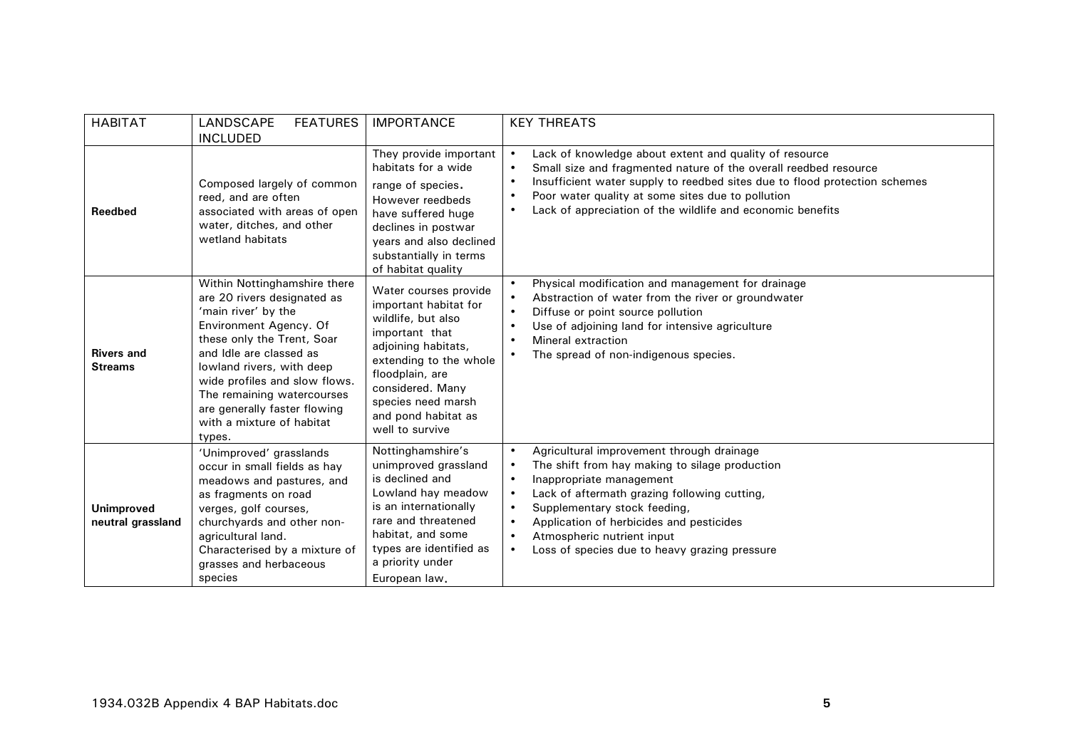| HABITAT | LANDSCAPE FEATURES INCLUDED | IMPORTANCE | KEY THREATS |
|---|---|---|---|
| **Reedbed** | Composed largely of common reed, and are often associated with areas of open water, ditches, and other wetland habitats | They provide important habitats for a wide range of species. However reedbeds have suffered huge declines in postwar years and also declined substantially in terms of habitat quality | • Lack of knowledge about extent and quality of resource<br>• Small size and fragmented nature of the overall reedbed resource<br>• Insufficient water supply to reedbed sites due to flood protection schemes<br>• Poor water quality at some sites due to pollution<br>• Lack of appreciation of the wildlife and economic benefits |
| **Rivers and Streams** | Within Nottinghamshire there are 20 rivers designated as 'main river' by the Environment Agency. Of these only the Trent, Soar and Idle are classed as lowland rivers, with deep wide profiles and slow flows. The remaining watercourses are generally faster flowing with a mixture of habitat types. | Water courses provide important habitat for wildlife, but also important that adjoining habitats, extending to the whole floodplain, are considered. Many species need marsh and pond habitat as well to survive | • Physical modification and management for drainage<br>• Abstraction of water from the river or groundwater<br>• Diffuse or point source pollution<br>• Use of adjoining land for intensive agriculture<br>• Mineral extraction<br>• The spread of non-indigenous species. |
| **Unimproved neutral grassland** | 'Unimproved' grasslands occur in small fields as hay meadows and pastures, and as fragments on road verges, golf courses, churchyards and other non-agricultural land. Characterised by a mixture of grasses and herbaceous species | Nottinghamshire's unimproved grassland is declined and Lowland hay meadow is an internationally rare and threatened habitat, and some types are identified as a priority under European law. | • Agricultural improvement through drainage<br>• The shift from hay making to silage production<br>• Inappropriate management<br>• Lack of aftermath grazing following cutting,<br>• Supplementary stock feeding,<br>• Application of herbicides and pesticides<br>• Atmospheric nutrient input<br>• Loss of species due to heavy grazing pressure |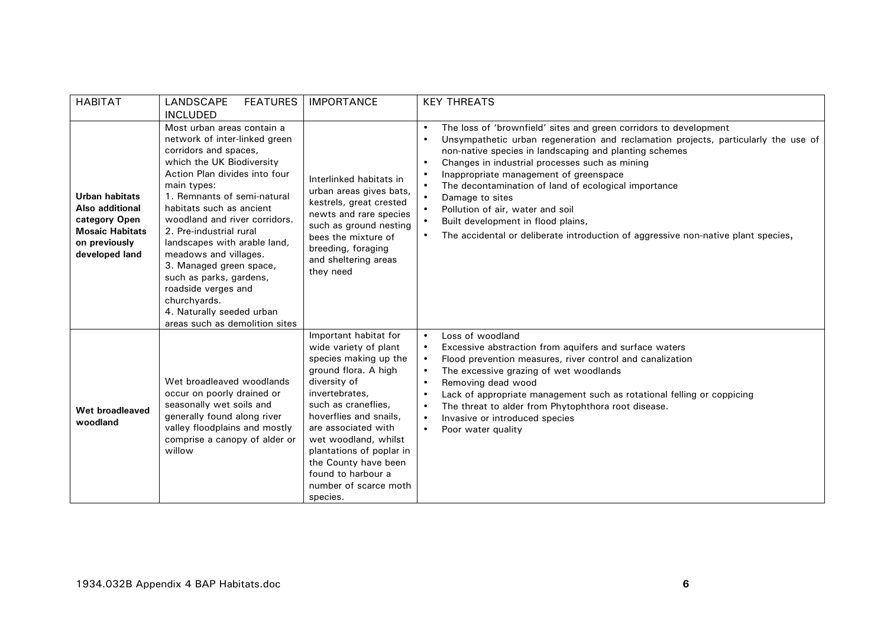| HABITAT | LANDSCAPE FEATURES INCLUDED | IMPORTANCE | KEY THREATS |
|---|---|---|---|
| **Urban habitats Also additional category Open Mosaic Habitats on previously developed land** | Most urban areas contain a network of inter-linked green corridors and spaces, which the UK Biodiversity Action Plan divides into four main types:<br>1. Remnants of semi-natural habitats such as ancient woodland and river corridors.<br>2. Pre-industrial rural landscapes with arable land, meadows and villages.<br>3. Managed green space, such as parks, gardens, roadside verges and churchyards.<br>4. Naturally seeded urban areas such as demolition sites | Interlinked habitats in urban areas gives bats, kestrels, great crested newts and rare species such as ground nesting bees the mixture of breeding, foraging and sheltering areas they need | • The loss of 'brownfield' sites and green corridors to development<br>• Unsympathetic urban regeneration and reclamation projects, particularly the use of non-native species in landscaping and planting schemes<br>• Changes in industrial processes such as mining<br>• Inappropriate management of greenspace<br>• The decontamination of land of ecological importance<br>• Damage to sites<br>• Pollution of air, water and soil<br>• Built development in flood plains,<br>• The accidental or deliberate introduction of aggressive non-native plant species, |
| **Wet broadleaved woodland** | Wet broadleaved woodlands occur on poorly drained or seasonally wet soils and generally found along river valley floodplains and mostly comprise a canopy of alder or willow | Important habitat for wide variety of plant species making up the ground flora. A high diversity of invertebrates, such as craneflies, hoverflies and snails, are associated with wet woodland, whilst plantations of poplar in the County have been found to harbour a number of scarce moth species. | • Loss of woodland<br>• Excessive abstraction from aquifers and surface waters<br>• Flood prevention measures, river control and canalization<br>• The excessive grazing of wet woodlands<br>• Removing dead wood<br>• Lack of appropriate management such as rotational felling or coppicing<br>• The threat to alder from Phytophthora root disease.<br>• Invasive or introduced species<br>• Poor water quality |